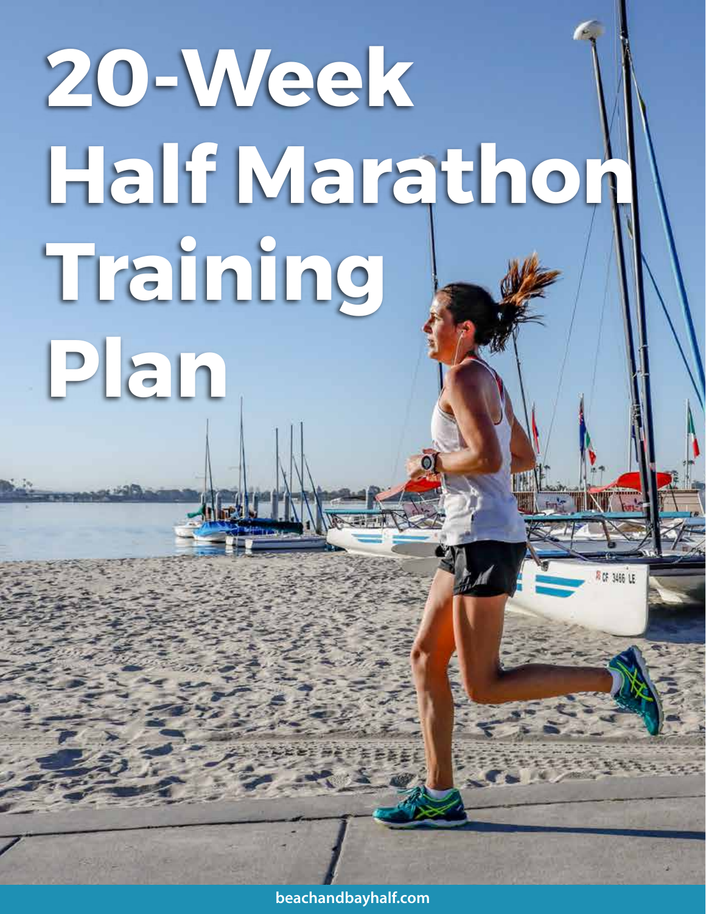# 20-Week Half Marathon Training Plan

beachandbayhalf.com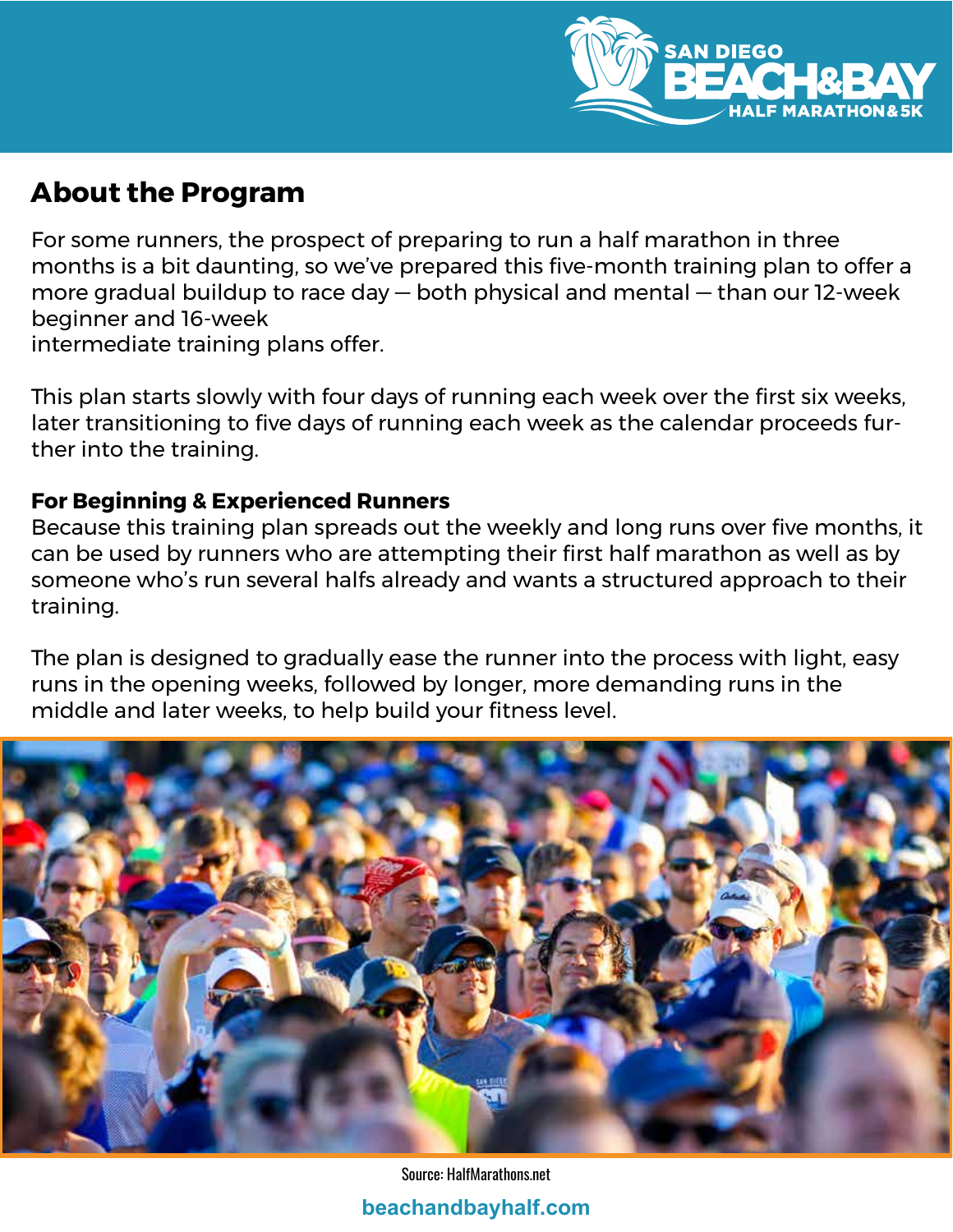## About the Program

For some runners, the prospect of preparing to run a half marathon in three months is a bit daunting, so we've prepared this five-month training plan to offer a more gradual buildup to race day — both physical and mental — than our 12-week beginner and 16-week intermediate training plans offer.

This plan starts slowly with four days of running each week over the first six weeks, later transitioning to five days of running each week as the calendar proceeds further into the training.

**For Beginning & Experienced Runners**
Because this training plan spreads out the weekly and long runs over five months, it can be used by runners who are attempting their first half marathon as well as by someone who's run several halfs already and wants a structured approach to their training.

The plan is designed to gradually ease the runner into the process with light, easy runs in the opening weeks, followed by longer, more demanding runs in the middle and later weeks, to help build your fitness level.

Source: HalfMarathons.net

beachandbayhalf.com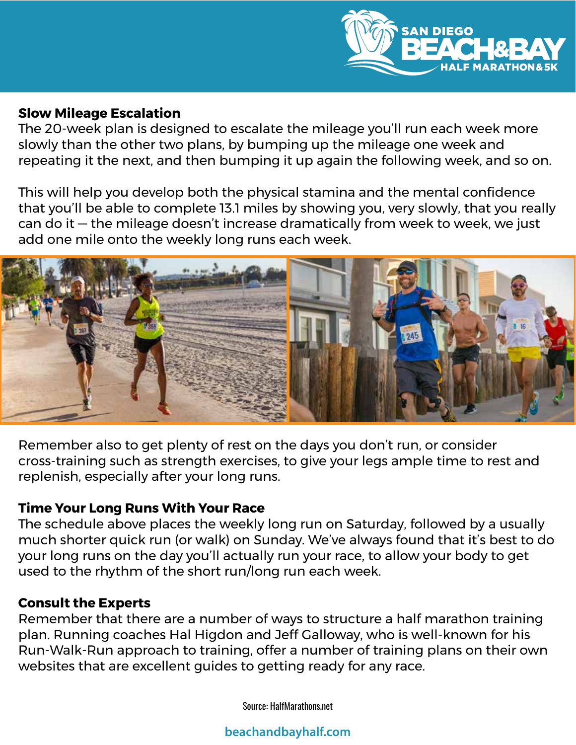### Slow Mileage Escalation

The 20-week plan is designed to escalate the mileage you'll run each week more slowly than the other two plans, by bumping up the mileage one week and repeating it the next, and then bumping it up again the following week, and so on.

This will help you develop both the physical stamina and the mental confidence that you'll be able to complete 13.1 miles by showing you, very slowly, that you really can do it — the mileage doesn't increase dramatically from week to week, we just add one mile onto the weekly long runs each week.

Remember also to get plenty of rest on the days you don't run, or consider cross-training such as strength exercises, to give your legs ample time to rest and replenish, especially after your long runs.

### Time Your Long Runs With Your Race

The schedule above places the weekly long run on Saturday, followed by a usually much shorter quick run (or walk) on Sunday. We've always found that it's best to do your long runs on the day you'll actually run your race, to allow your body to get used to the rhythm of the short run/long run each week.

### Consult the Experts

Remember that there are a number of ways to structure a half marathon training plan. Running coaches Hal Higdon and Jeff Galloway, who is well-known for his Run-Walk-Run approach to training, offer a number of training plans on their own websites that are excellent guides to getting ready for any race.

Source: HalfMarathons.net

beachandbayhalf.com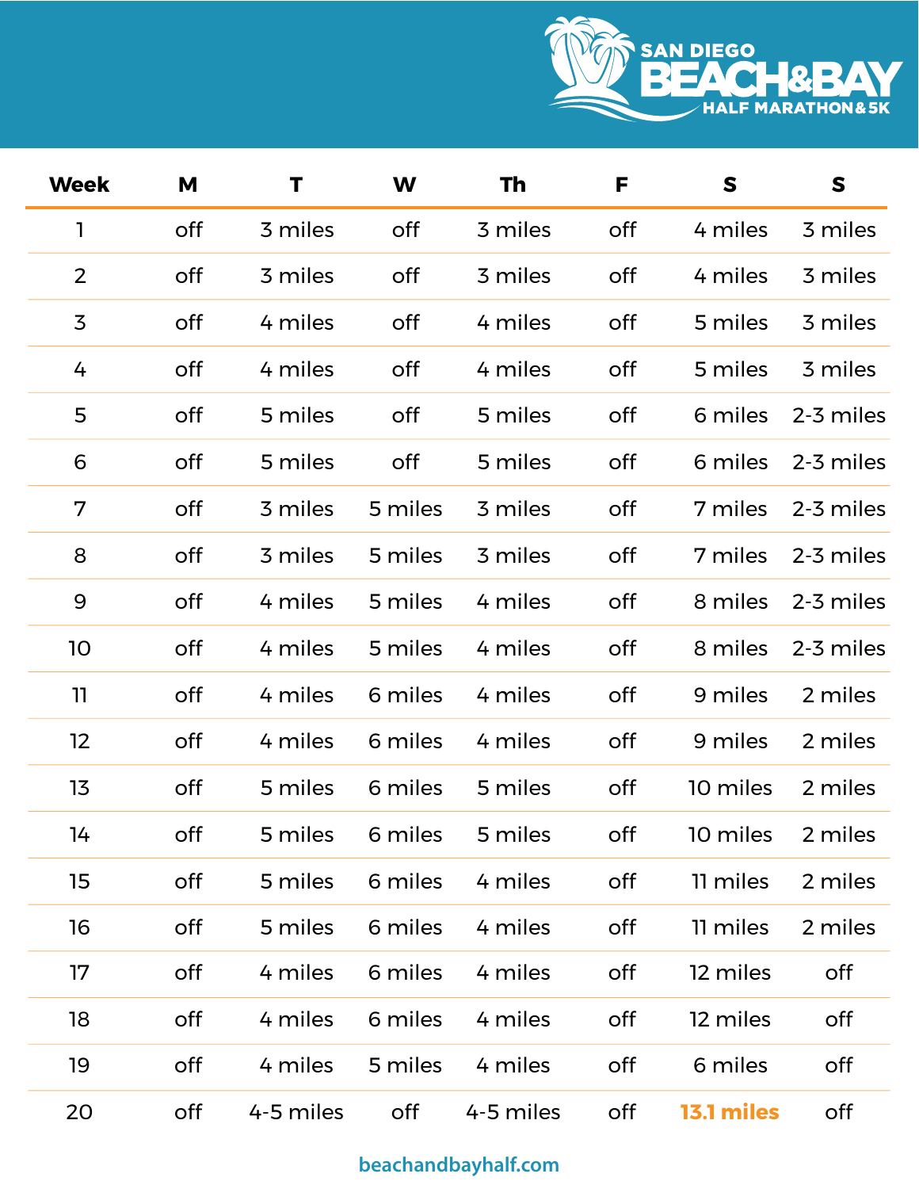SAN DIEGO BEACH&BAY HALF MARATHON&5K

| Week | M | T | W | Th | F | S | S |
|---|---|---|---|---|---|---|---|
| 1 | off | 3 miles | off | 3 miles | off | 4 miles | 3 miles |
| 2 | off | 3 miles | off | 3 miles | off | 4 miles | 3 miles |
| 3 | off | 4 miles | off | 4 miles | off | 5 miles | 3 miles |
| 4 | off | 4 miles | off | 4 miles | off | 5 miles | 3 miles |
| 5 | off | 5 miles | off | 5 miles | off | 6 miles | 2-3 miles |
| 6 | off | 5 miles | off | 5 miles | off | 6 miles | 2-3 miles |
| 7 | off | 3 miles | 5 miles | 3 miles | off | 7 miles | 2-3 miles |
| 8 | off | 3 miles | 5 miles | 3 miles | off | 7 miles | 2-3 miles |
| 9 | off | 4 miles | 5 miles | 4 miles | off | 8 miles | 2-3 miles |
| 10 | off | 4 miles | 5 miles | 4 miles | off | 8 miles | 2-3 miles |
| 11 | off | 4 miles | 6 miles | 4 miles | off | 9 miles | 2 miles |
| 12 | off | 4 miles | 6 miles | 4 miles | off | 9 miles | 2 miles |
| 13 | off | 5 miles | 6 miles | 5 miles | off | 10 miles | 2 miles |
| 14 | off | 5 miles | 6 miles | 5 miles | off | 10 miles | 2 miles |
| 15 | off | 5 miles | 6 miles | 4 miles | off | 11 miles | 2 miles |
| 16 | off | 5 miles | 6 miles | 4 miles | off | 11 miles | 2 miles |
| 17 | off | 4 miles | 6 miles | 4 miles | off | 12 miles | off |
| 18 | off | 4 miles | 6 miles | 4 miles | off | 12 miles | off |
| 19 | off | 4 miles | 5 miles | 4 miles | off | 6 miles | off |
| 20 | off | 4-5 miles | off | 4-5 miles | off | **13.1 miles** | off |

beachandbayhalf.com